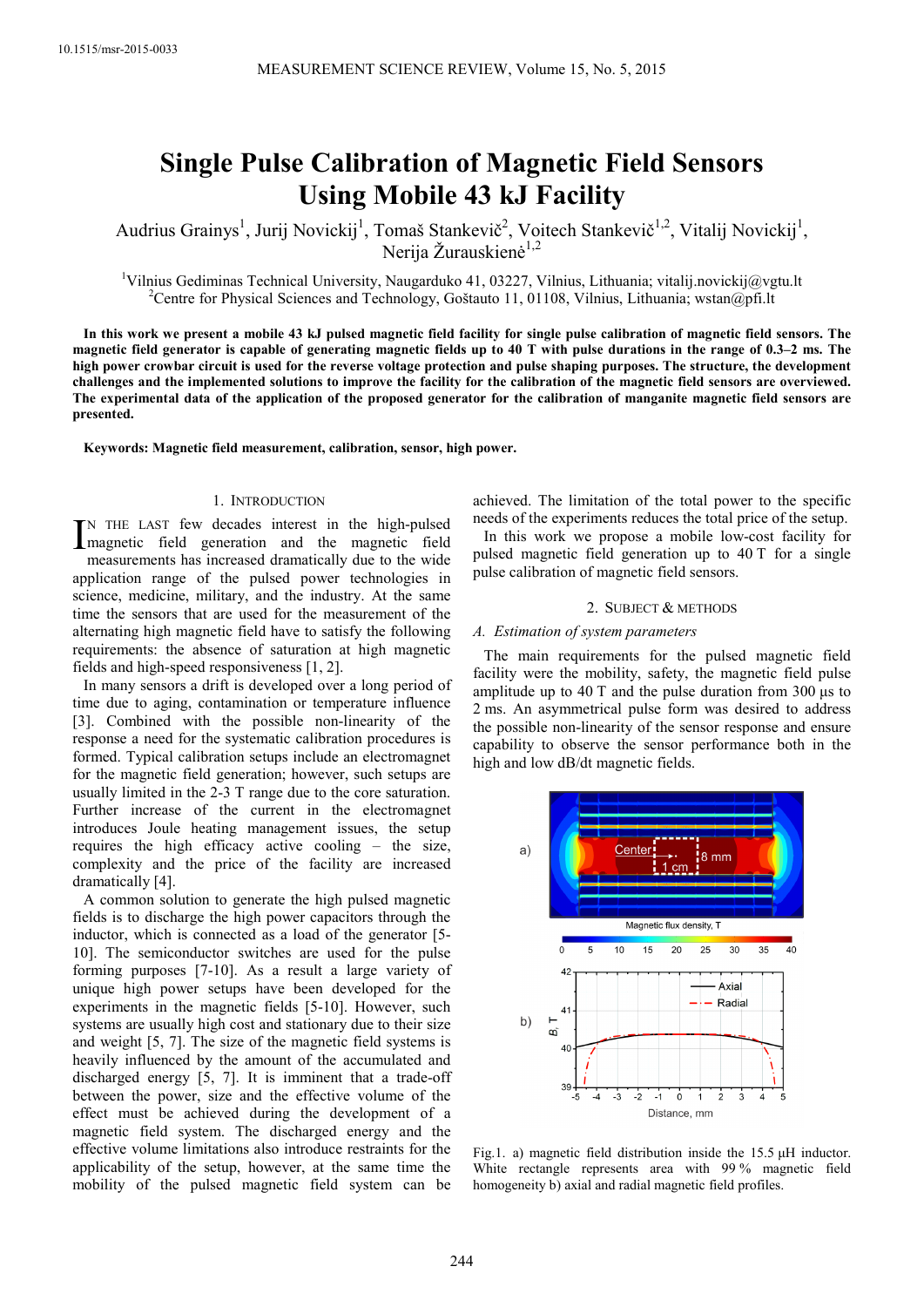10.1515/msr-2015-0033

# Single Pulse Calibration of Magnetic Field Sensors Using Mobile 43 kJ Facility

Audrius Grainys[1], Jurij Novickij[1], Tomaš Stankevič[2], Voitech Stankevič[1,2], Vitalij Novickij[1], Nerija Žurauskienė[1,2]

[1]Vilnius Gediminas Technical University, Naugarduko 41, 03227, Vilnius, Lithuania; vitalij.novickij@vgtu.lt
[2]Centre for Physical Sciences and Technology, Goštauto 11, 01108, Vilnius, Lithuania; wstan@pfi.lt

**In this work we present a mobile 43 kJ pulsed magnetic field facility for single pulse calibration of magnetic field sensors. The magnetic field generator is capable of generating magnetic fields up to 40 T with pulse durations in the range of 0.3–2 ms. The high power crowbar circuit is used for the reverse voltage protection and pulse shaping purposes. The structure, the development challenges and the implemented solutions to improve the facility for the calibration of the magnetic field sensors are overviewed. The experimental data of the application of the proposed generator for the calibration of manganite magnetic field sensors are presented.**

**Keywords: Magnetic field measurement, calibration, sensor, high power.**

## 1. Introduction

In the last few decades interest in the high-pulsed magnetic field generation and the magnetic field measurements has increased dramatically due to the wide application range of the pulsed power technologies in science, medicine, military, and the industry. At the same time the sensors that are used for the measurement of the alternating high magnetic field have to satisfy the following requirements: the absence of saturation at high magnetic fields and high-speed responsiveness [1, 2].

In many sensors a drift is developed over a long period of time due to aging, contamination or temperature influence [3]. Combined with the possible non-linearity of the response a need for the systematic calibration procedures is formed. Typical calibration setups include an electromagnet for the magnetic field generation; however, such setups are usually limited in the 2-3 T range due to the core saturation. Further increase of the current in the electromagnet introduces Joule heating management issues, the setup requires the high efficacy active cooling – the size, complexity and the price of the facility are increased dramatically [4].

A common solution to generate the high pulsed magnetic fields is to discharge the high power capacitors through the inductor, which is connected as a load of the generator [5-10]. The semiconductor switches are used for the pulse forming purposes [7-10]. As a result a large variety of unique high power setups have been developed for the experiments in the magnetic fields [5-10]. However, such systems are usually high cost and stationary due to their size and weight [5, 7]. The size of the magnetic field systems is heavily influenced by the amount of the accumulated and discharged energy [5, 7]. It is imminent that a trade-off between the power, size and the effective volume of the effect must be achieved during the development of a magnetic field system. The discharged energy and the effective volume limitations also introduce restraints for the applicability of the setup, however, at the same time the mobility of the pulsed magnetic field system can be achieved. The limitation of the total power to the specific needs of the experiments reduces the total price of the setup.

In this work we propose a mobile low-cost facility for pulsed magnetic field generation up to 40 T for a single pulse calibration of magnetic field sensors.

## 2. Subject & Methods

### *A. Estimation of system parameters*

The main requirements for the pulsed magnetic field facility were the mobility, safety, the magnetic field pulse amplitude up to 40 T and the pulse duration from 300 µs to 2 ms. An asymmetrical pulse form was desired to address the possible non-linearity of the sensor response and ensure capability to observe the sensor performance both in the high and low dB/dt magnetic fields.

Fig.1. a) magnetic field distribution inside the 15.5 µH inductor. White rectangle represents area with 99 % magnetic field homogeneity b) axial and radial magnetic field profiles.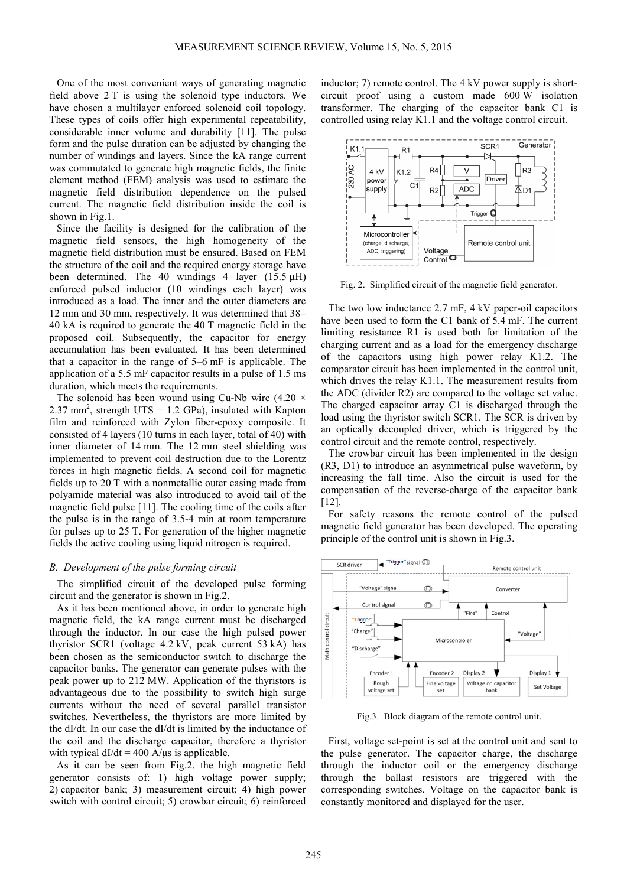One of the most convenient ways of generating magnetic field above 2 T is using the solenoid type inductors. We have chosen a multilayer enforced solenoid coil topology. These types of coils offer high experimental repeatability, considerable inner volume and durability [11]. The pulse form and the pulse duration can be adjusted by changing the number of windings and layers. Since the kA range current was commutated to generate high magnetic fields, the finite element method (FEM) analysis was used to estimate the magnetic field distribution dependence on the pulsed current. The magnetic field distribution inside the coil is shown in Fig.1.

Since the facility is designed for the calibration of the magnetic field sensors, the high homogeneity of the magnetic field distribution must be ensured. Based on FEM the structure of the coil and the required energy storage have been determined. The 40 windings 4 layer (15.5 μH) enforced pulsed inductor (10 windings each layer) was introduced as a load. The inner and the outer diameters are 12 mm and 30 mm, respectively. It was determined that 38–40 kA is required to generate the 40 T magnetic field in the proposed coil. Subsequently, the capacitor for energy accumulation has been evaluated. It has been determined that a capacitor in the range of 5–6 mF is applicable. The application of a 5.5 mF capacitor results in a pulse of 1.5 ms duration, which meets the requirements.

The solenoid has been wound using Cu-Nb wire ($4.20 \times 2.37$ mm$^2$, strength UTS = 1.2 GPa), insulated with Kapton film and reinforced with Zylon fiber-epoxy composite. It consisted of 4 layers (10 turns in each layer, total of 40) with inner diameter of 14 mm. The 12 mm steel shielding was implemented to prevent coil destruction due to the Lorentz forces in high magnetic fields. A second coil for magnetic fields up to 20 T with a nonmetallic outer casing made from polyamide material was also introduced to avoid tail of the magnetic field pulse [11]. The cooling time of the coils after the pulse is in the range of 3.5-4 min at room temperature for pulses up to 25 T. For generation of the higher magnetic fields the active cooling using liquid nitrogen is required.

### *B. Development of the pulse forming circuit*

The simplified circuit of the developed pulse forming circuit and the generator is shown in Fig.2.

As it has been mentioned above, in order to generate high magnetic field, the kA range current must be discharged through the inductor. In our case the high pulsed power thyristor SCR1 (voltage 4.2 kV, peak current 53 kA) has been chosen as the semiconductor switch to discharge the capacitor banks. The generator can generate pulses with the peak power up to 212 MW. Application of the thyristors is advantageous due to the possibility to switch high surge currents without the need of several parallel transistor switches. Nevertheless, the thyristors are more limited by the dI/dt. In our case the dI/dt is limited by the inductance of the coil and the discharge capacitor, therefore a thyristor with typical dI/dt = 400 A/μs is applicable.

As it can be seen from Fig.2. the high magnetic field generator consists of: 1) high voltage power supply; 2) capacitor bank; 3) measurement circuit; 4) high power switch with control circuit; 5) crowbar circuit; 6) reinforced inductor; 7) remote control. The 4 kV power supply is short-circuit proof using a custom made 600 W isolation transformer. The charging of the capacitor bank C1 is controlled using relay K1.1 and the voltage control circuit.

Fig. 2. Simplified circuit of the magnetic field generator.

The two low inductance 2.7 mF, 4 kV paper-oil capacitors have been used to form the C1 bank of 5.4 mF. The current limiting resistance R1 is used both for limitation of the charging current and as a load for the emergency discharge of the capacitors using high power relay K1.2. The comparator circuit has been implemented in the control unit, which drives the relay K1.1. The measurement results from the ADC (divider R2) are compared to the voltage set value. The charged capacitor array C1 is discharged through the load using the thyristor switch SCR1. The SCR is driven by an optically decoupled driver, which is triggered by the control circuit and the remote control, respectively.

The crowbar circuit has been implemented in the design (R3, D1) to introduce an asymmetrical pulse waveform, by increasing the fall time. Also the circuit is used for the compensation of the reverse-charge of the capacitor bank [12].

For safety reasons the remote control of the pulsed magnetic field generator has been developed. The operating principle of the control unit is shown in Fig.3.

Fig.3. Block diagram of the remote control unit.

First, voltage set-point is set at the control unit and sent to the pulse generator. The capacitor charge, the discharge through the inductor coil or the emergency discharge through the ballast resistors are triggered with the corresponding switches. Voltage on the capacitor bank is constantly monitored and displayed for the user.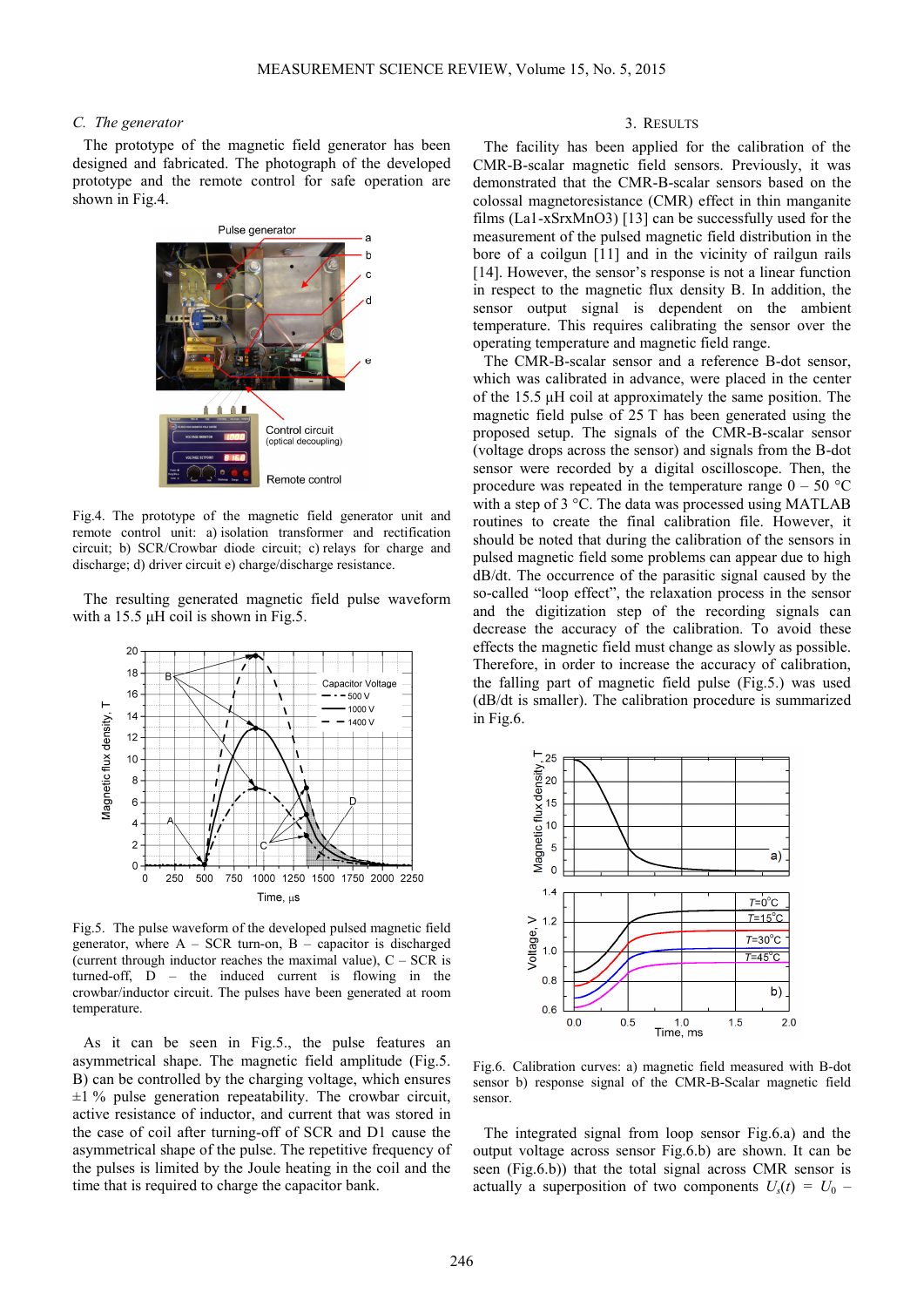### C. *The generator*

The prototype of the magnetic field generator has been designed and fabricated. The photograph of the developed prototype and the remote control for safe operation are shown in Fig.4.

Fig.4. The prototype of the magnetic field generator unit and remote control unit: a) isolation transformer and rectification circuit; b) SCR/Crowbar diode circuit; c) relays for charge and discharge; d) driver circuit e) charge/discharge resistance.

The resulting generated magnetic field pulse waveform with a 15.5 μH coil is shown in Fig.5.

Fig.5. The pulse waveform of the developed pulsed magnetic field generator, where A – SCR turn-on, B – capacitor is discharged (current through inductor reaches the maximal value), C – SCR is turned-off, D – the induced current is flowing in the crowbar/inductor circuit. The pulses have been generated at room temperature.

As it can be seen in Fig.5., the pulse features an asymmetrical shape. The magnetic field amplitude (Fig.5. B) can be controlled by the charging voltage, which ensures ±1 % pulse generation repeatability. The crowbar circuit, active resistance of inductor, and current that was stored in the case of coil after turning-off of SCR and D1 cause the asymmetrical shape of the pulse. The repetitive frequency of the pulses is limited by the Joule heating in the coil and the time that is required to charge the capacitor bank.

## 3. Results

The facility has been applied for the calibration of the CMR-B-scalar magnetic field sensors. Previously, it was demonstrated that the CMR-B-scalar sensors based on the colossal magnetoresistance (CMR) effect in thin manganite films (La1-xSrxMnO3) [13] can be successfully used for the measurement of the pulsed magnetic field distribution in the bore of a coilgun [11] and in the vicinity of railgun rails [14]. However, the sensor's response is not a linear function in respect to the magnetic flux density B. In addition, the sensor output signal is dependent on the ambient temperature. This requires calibrating the sensor over the operating temperature and magnetic field range.

The CMR-B-scalar sensor and a reference B-dot sensor, which was calibrated in advance, were placed in the center of the 15.5 μH coil at approximately the same position. The magnetic field pulse of 25 T has been generated using the proposed setup. The signals of the CMR-B-scalar sensor (voltage drops across the sensor) and signals from the B-dot sensor were recorded by a digital oscilloscope. Then, the procedure was repeated in the temperature range 0 – 50 °C with a step of 3 °C. The data was processed using MATLAB routines to create the final calibration file. However, it should be noted that during the calibration of the sensors in pulsed magnetic field some problems can appear due to high dB/dt. The occurrence of the parasitic signal caused by the so-called "loop effect", the relaxation process in the sensor and the digitization step of the recording signals can decrease the accuracy of the calibration. To avoid these effects the magnetic field must change as slowly as possible. Therefore, in order to increase the accuracy of calibration, the falling part of magnetic field pulse (Fig.5.) was used (dB/dt is smaller). The calibration procedure is summarized in Fig.6.

Fig.6. Calibration curves: a) magnetic field measured with B-dot sensor b) response signal of the CMR-B-Scalar magnetic field sensor.

The integrated signal from loop sensor Fig.6.a) and the output voltage across sensor Fig.6.b) are shown. It can be seen (Fig.6.b)) that the total signal across CMR sensor is actually a superposition of two components $U_s(t)$ = $U_0$ –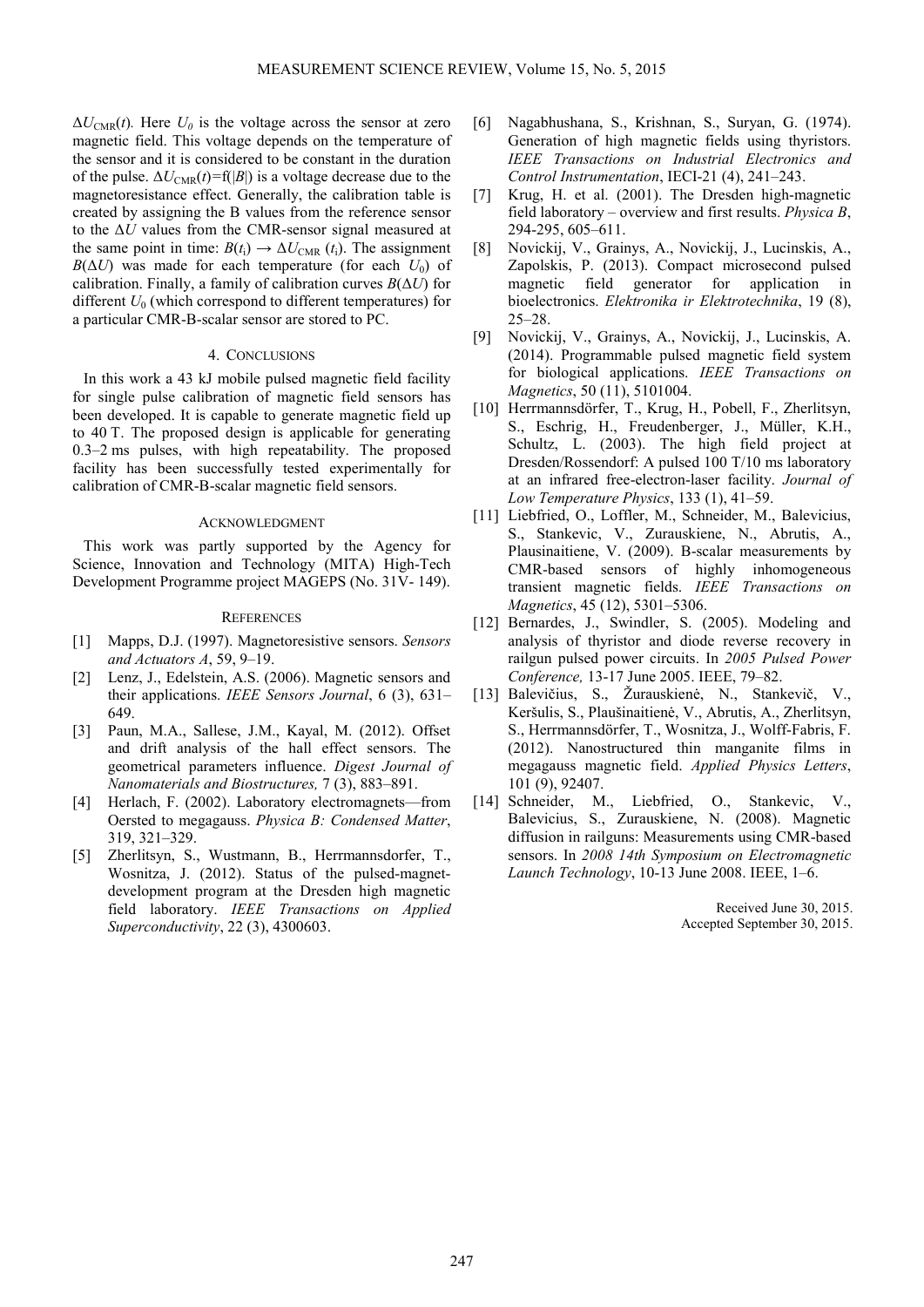$\Delta U_{CMR}(t)$. Here $U_0$ is the voltage across the sensor at zero magnetic field. This voltage depends on the temperature of the sensor and it is considered to be constant in the duration of the pulse. $\Delta U_{CMR}(t)=f(|B|)$ is a voltage decrease due to the magnetoresistance effect. Generally, the calibration table is created by assigning the B values from the reference sensor to the $\Delta U$ values from the CMR-sensor signal measured at the same point in time: $B(t_i) \rightarrow \Delta U_{CMR}(t_i)$. The assignment $B(\Delta U)$ was made for each temperature (for each $U_0$) of calibration. Finally, a family of calibration curves $B(\Delta U)$ for different $U_0$ (which correspond to different temperatures) for a particular CMR-B-scalar sensor are stored to PC.

## 4. Conclusions

In this work a 43 kJ mobile pulsed magnetic field facility for single pulse calibration of magnetic field sensors has been developed. It is capable to generate magnetic field up to 40 T. The proposed design is applicable for generating 0.3–2 ms pulses, with high repeatability. The proposed facility has been successfully tested experimentally for calibration of CMR-B-scalar magnetic field sensors.

## Acknowledgment

This work was partly supported by the Agency for Science, Innovation and Technology (MITA) High-Tech Development Programme project MAGEPS (No. 31V- 149).

## References

[1] Mapps, D.J. (1997). Magnetoresistive sensors. *Sensors and Actuators A*, 59, 9–19.

[2] Lenz, J., Edelstein, A.S. (2006). Magnetic sensors and their applications. *IEEE Sensors Journal*, 6 (3), 631–649.

[3] Paun, M.A., Sallese, J.M., Kayal, M. (2012). Offset and drift analysis of the hall effect sensors. The geometrical parameters influence. *Digest Journal of Nanomaterials and Biostructures,* 7 (3), 883–891.

[4] Herlach, F. (2002). Laboratory electromagnets—from Oersted to megagauss. *Physica B: Condensed Matter*, 319, 321–329.

[5] Zherlitsyn, S., Wustmann, B., Herrmannsdorfer, T., Wosnitza, J. (2012). Status of the pulsed-magnet-development program at the Dresden high magnetic field laboratory. *IEEE Transactions on Applied Superconductivity*, 22 (3), 4300603.

[6] Nagabhushana, S., Krishnan, S., Suryan, G. (1974). Generation of high magnetic fields using thyristors. *IEEE Transactions on Industrial Electronics and Control Instrumentation*, IECI-21 (4), 241–243.

[7] Krug, H. et al. (2001). The Dresden high-magnetic field laboratory – overview and first results. *Physica B*, 294-295, 605–611.

[8] Novickij, V., Grainys, A., Novickij, J., Lucinskis, A., Zapolskis, P. (2013). Compact microsecond pulsed magnetic field generator for application in bioelectronics. *Elektronika ir Elektrotechnika*, 19 (8), 25–28.

[9] Novickij, V., Grainys, A., Novickij, J., Lucinskis, A. (2014). Programmable pulsed magnetic field system for biological applications. *IEEE Transactions on Magnetics*, 50 (11), 5101004.

[10] Herrmannsdörfer, T., Krug, H., Pobell, F., Zherlitsyn, S., Eschrig, H., Freudenberger, J., Müller, K.H., Schultz, L. (2003). The high field project at Dresden/Rossendorf: A pulsed 100 T/10 ms laboratory at an infrared free-electron-laser facility. *Journal of Low Temperature Physics*, 133 (1), 41–59.

[11] Liebfried, O., Loffler, M., Schneider, M., Balevicius, S., Stankevic, V., Zurauskiene, N., Abrutis, A., Plausinaitiene, V. (2009). B-scalar measurements by CMR-based sensors of highly inhomogeneous transient magnetic fields. *IEEE Transactions on Magnetics*, 45 (12), 5301–5306.

[12] Bernardes, J., Swindler, S. (2005). Modeling and analysis of thyristor and diode reverse recovery in railgun pulsed power circuits. In *2005 Pulsed Power Conference,* 13-17 June 2005. IEEE, 79–82.

[13] Balevičius, S., Žurauskienė, N., Stankevič, V., Keršulis, S., Plaušinaitienė, V., Abrutis, A., Zherlitsyn, S., Herrmannsdörfer, T., Wosnitza, J., Wolff-Fabris, F. (2012). Nanostructured thin manganite films in megagauss magnetic field. *Applied Physics Letters*, 101 (9), 92407.

[14] Schneider, M., Liebfried, O., Stankevic, V., Balevicius, S., Zurauskiene, N. (2008). Magnetic diffusion in railguns: Measurements using CMR-based sensors. In *2008 14th Symposium on Electromagnetic Launch Technology*, 10-13 June 2008. IEEE, 1–6.

Received June 30, 2015.
Accepted September 30, 2015.